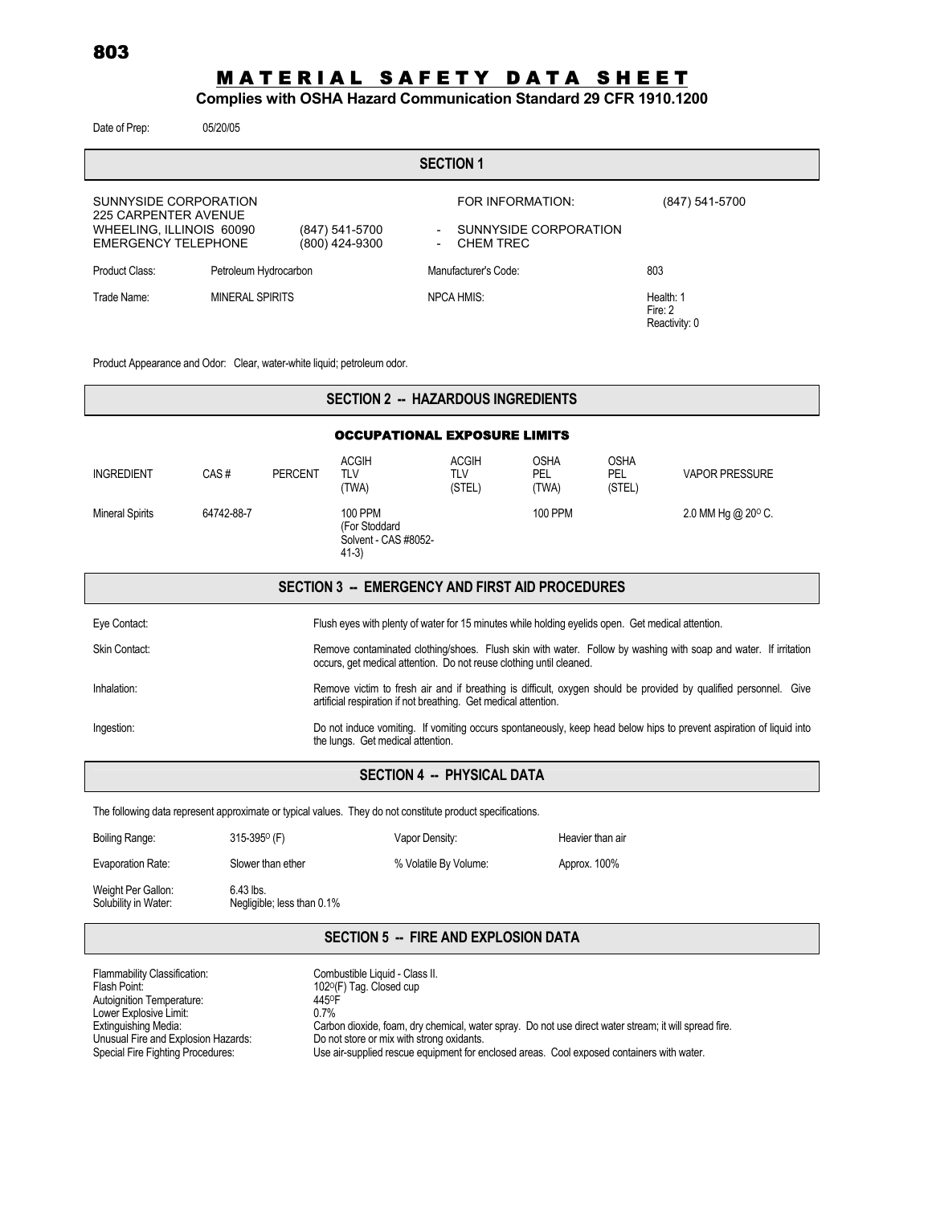803

# MATERIAL SAFETY DATA SHEET

**Complies with OSHA Hazard Communication Standard 29 CFR 1910.1200**

Date of Prep: 05/20/05

## SECTION 1

SUNNYSIDE CORPORATION
225 CARPENTER AVENUE
WHEELING, ILLINOIS 60090 — (847) 541-5700 — SUNNYSIDE CORPORATION
EMERGENCY TELEPHONE — (800) 424-9300 — CHEM TREC

FOR INFORMATION: (847) 541-5700

| | | | |
|---|---|---|---|
| Product Class: | Petroleum Hydrocarbon | Manufacturer's Code: | 803 |
| Trade Name: | MINERAL SPIRITS | NPCA HMIS: | Health: 1<br>Fire: 2<br>Reactivity: 0 |

Product Appearance and Odor: Clear, water-white liquid; petroleum odor.

## SECTION 2 -- HAZARDOUS INGREDIENTS

### OCCUPATIONAL EXPOSURE LIMITS

| INGREDIENT | CAS # | PERCENT | ACGIH TLV (TWA) | ACGIH TLV (STEL) | OSHA PEL (TWA) | OSHA PEL (STEL) | VAPOR PRESSURE |
|---|---|---|---|---|---|---|---|
| Mineral Spirits | 64742-88-7 | | 100 PPM (For Stoddard Solvent - CAS #8052-41-3) | | 100 PPM | | 2.0 MM Hg @ 20° C. |

## SECTION 3 -- EMERGENCY AND FIRST AID PROCEDURES

| | |
|---|---|
| Eye Contact: | Flush eyes with plenty of water for 15 minutes while holding eyelids open. Get medical attention. |
| Skin Contact: | Remove contaminated clothing/shoes. Flush skin with water. Follow by washing with soap and water. If irritation occurs, get medical attention. Do not reuse clothing until cleaned. |
| Inhalation: | Remove victim to fresh air and if breathing is difficult, oxygen should be provided by qualified personnel. Give artificial respiration if not breathing. Get medical attention. |
| Ingestion: | Do not induce vomiting. If vomiting occurs spontaneously, keep head below hips to prevent aspiration of liquid into the lungs. Get medical attention. |

## SECTION 4 -- PHYSICAL DATA

The following data represent approximate or typical values. They do not constitute product specifications.

| | | | |
|---|---|---|---|
| Boiling Range: | 315-395° (F) | Vapor Density: | Heavier than air |
| Evaporation Rate: | Slower than ether | % Volatile By Volume: | Approx. 100% |
| Weight Per Gallon: | 6.43 lbs. | | |
| Solubility in Water: | Negligible; less than 0.1% | | |

## SECTION 5 -- FIRE AND EXPLOSION DATA

| | |
|---|---|
| Flammability Classification: | Combustible Liquid - Class II. |
| Flash Point: | 102°(F) Tag. Closed cup |
| Autoignition Temperature: | 445°F |
| Lower Explosive Limit: | 0.7% |
| Extinguishing Media: | Carbon dioxide, foam, dry chemical, water spray. Do not use direct water stream; it will spread fire. |
| Unusual Fire and Explosion Hazards: | Do not store or mix with strong oxidants. |
| Special Fire Fighting Procedures: | Use air-supplied rescue equipment for enclosed areas. Cool exposed containers with water. |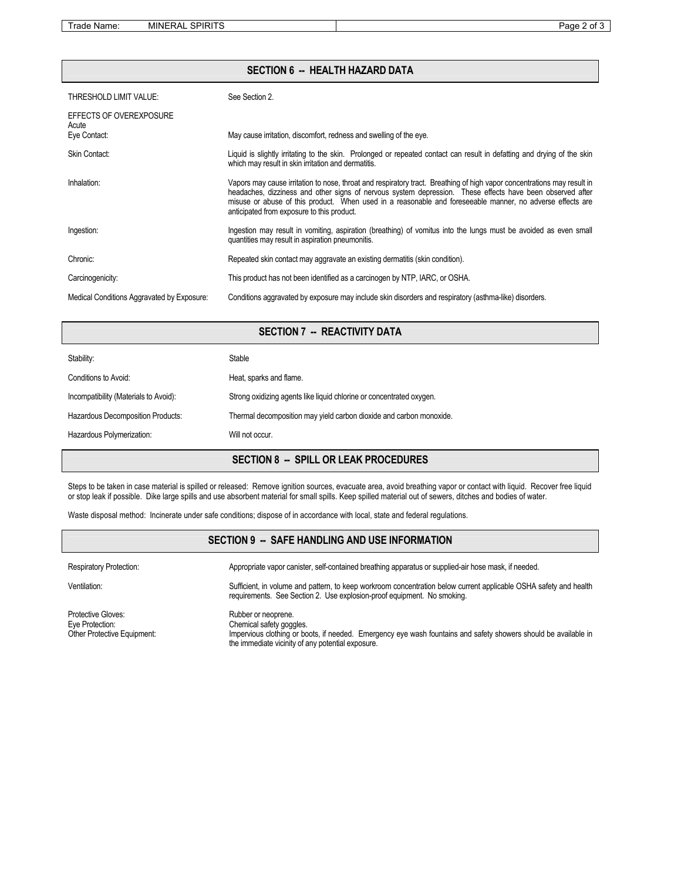## SECTION 6 -- HEALTH HAZARD DATA

| | |
|---|---|
| THRESHOLD LIMIT VALUE: | See Section 2. |
| EFFECTS OF OVEREXPOSURE Acute | |
| Eye Contact: | May cause irritation, discomfort, redness and swelling of the eye. |
| Skin Contact: | Liquid is slightly irritating to the skin. Prolonged or repeated contact can result in defatting and drying of the skin which may result in skin irritation and dermatitis. |
| Inhalation: | Vapors may cause irritation to nose, throat and respiratory tract. Breathing of high vapor concentrations may result in headaches, dizziness and other signs of nervous system depression. These effects have been observed after misuse or abuse of this product. When used in a reasonable and foreseeable manner, no adverse effects are anticipated from exposure to this product. |
| Ingestion: | Ingestion may result in vomiting, aspiration (breathing) of vomitus into the lungs must be avoided as even small quantities may result in aspiration pneumonitis. |
| Chronic: | Repeated skin contact may aggravate an existing dermatitis (skin condition). |
| Carcinogenicity: | This product has not been identified as a carcinogen by NTP, IARC, or OSHA. |
| Medical Conditions Aggravated by Exposure: | Conditions aggravated by exposure may include skin disorders and respiratory (asthma-like) disorders. |

## SECTION 7 -- REACTIVITY DATA

| | |
|---|---|
| Stability: | Stable |
| Conditions to Avoid: | Heat, sparks and flame. |
| Incompatibility (Materials to Avoid): | Strong oxidizing agents like liquid chlorine or concentrated oxygen. |
| Hazardous Decomposition Products: | Thermal decomposition may yield carbon dioxide and carbon monoxide. |
| Hazardous Polymerization: | Will not occur. |

## SECTION 8 -- SPILL OR LEAK PROCEDURES

Steps to be taken in case material is spilled or released: Remove ignition sources, evacuate area, avoid breathing vapor or contact with liquid. Recover free liquid or stop leak if possible. Dike large spills and use absorbent material for small spills. Keep spilled material out of sewers, ditches and bodies of water.

Waste disposal method: Incinerate under safe conditions; dispose of in accordance with local, state and federal regulations.

## SECTION 9 -- SAFE HANDLING AND USE INFORMATION

| | |
|---|---|
| Respiratory Protection: | Appropriate vapor canister, self-contained breathing apparatus or supplied-air hose mask, if needed. |
| Ventilation: | Sufficient, in volume and pattern, to keep workroom concentration below current applicable OSHA safety and health requirements. See Section 2. Use explosion-proof equipment. No smoking. |
| Protective Gloves: | Rubber or neoprene. |
| Eye Protection: | Chemical safety goggles. |
| Other Protective Equipment: | Impervious clothing or boots, if needed. Emergency eye wash fountains and safety showers should be available in the immediate vicinity of any potential exposure. |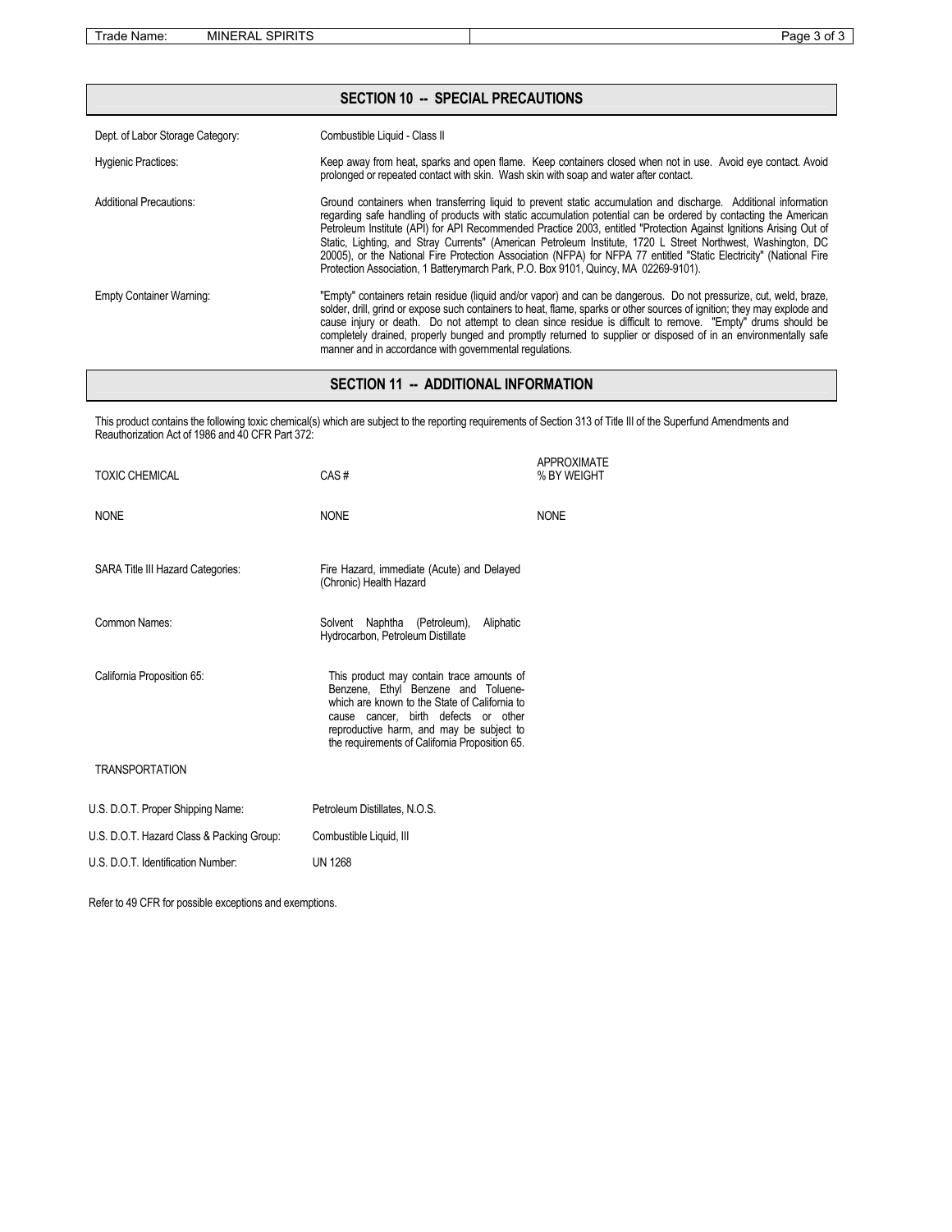## SECTION 10 -- SPECIAL PRECAUTIONS

| | |
|---|---|
| Dept. of Labor Storage Category: | Combustible Liquid - Class II |
| Hygienic Practices: | Keep away from heat, sparks and open flame. Keep containers closed when not in use. Avoid eye contact. Avoid prolonged or repeated contact with skin. Wash skin with soap and water after contact. |
| Additional Precautions: | Ground containers when transferring liquid to prevent static accumulation and discharge. Additional information regarding safe handling of products with static accumulation potential can be ordered by contacting the American Petroleum Institute (API) for API Recommended Practice 2003, entitled "Protection Against Ignitions Arising Out of Static, Lighting, and Stray Currents" (American Petroleum Institute, 1720 L Street Northwest, Washington, DC 20005), or the National Fire Protection Association (NFPA) for NFPA 77 entitled "Static Electricity" (National Fire Protection Association, 1 Batterymarch Park, P.O. Box 9101, Quincy, MA 02269-9101). |
| Empty Container Warning: | "Empty" containers retain residue (liquid and/or vapor) and can be dangerous. Do not pressurize, cut, weld, braze, solder, drill, grind or expose such containers to heat, flame, sparks or other sources of ignition; they may explode and cause injury or death. Do not attempt to clean since residue is difficult to remove. "Empty" drums should be completely drained, properly bunged and promptly returned to supplier or disposed of in an environmentally safe manner and in accordance with governmental regulations. |

## SECTION 11 -- ADDITIONAL INFORMATION

This product contains the following toxic chemical(s) which are subject to the reporting requirements of Section 313 of Title III of the Superfund Amendments and Reauthorization Act of 1986 and 40 CFR Part 372:

| TOXIC CHEMICAL | CAS # | APPROXIMATE % BY WEIGHT |
|---|---|---|
| NONE | NONE | NONE |

| | |
|---|---|
| SARA Title III Hazard Categories: | Fire Hazard, immediate (Acute) and Delayed (Chronic) Health Hazard |
| Common Names: | Solvent Naphtha (Petroleum), Aliphatic Hydrocarbon, Petroleum Distillate |
| California Proposition 65: | This product may contain trace amounts of Benzene, Ethyl Benzene and Toluene-which are known to the State of California to cause cancer, birth defects or other reproductive harm, and may be subject to the requirements of California Proposition 65. |

TRANSPORTATION

| | |
|---|---|
| U.S. D.O.T. Proper Shipping Name: | Petroleum Distillates, N.O.S. |
| U.S. D.O.T. Hazard Class & Packing Group: | Combustible Liquid, III |
| U.S. D.O.T. Identification Number: | UN 1268 |

Refer to 49 CFR for possible exceptions and exemptions.